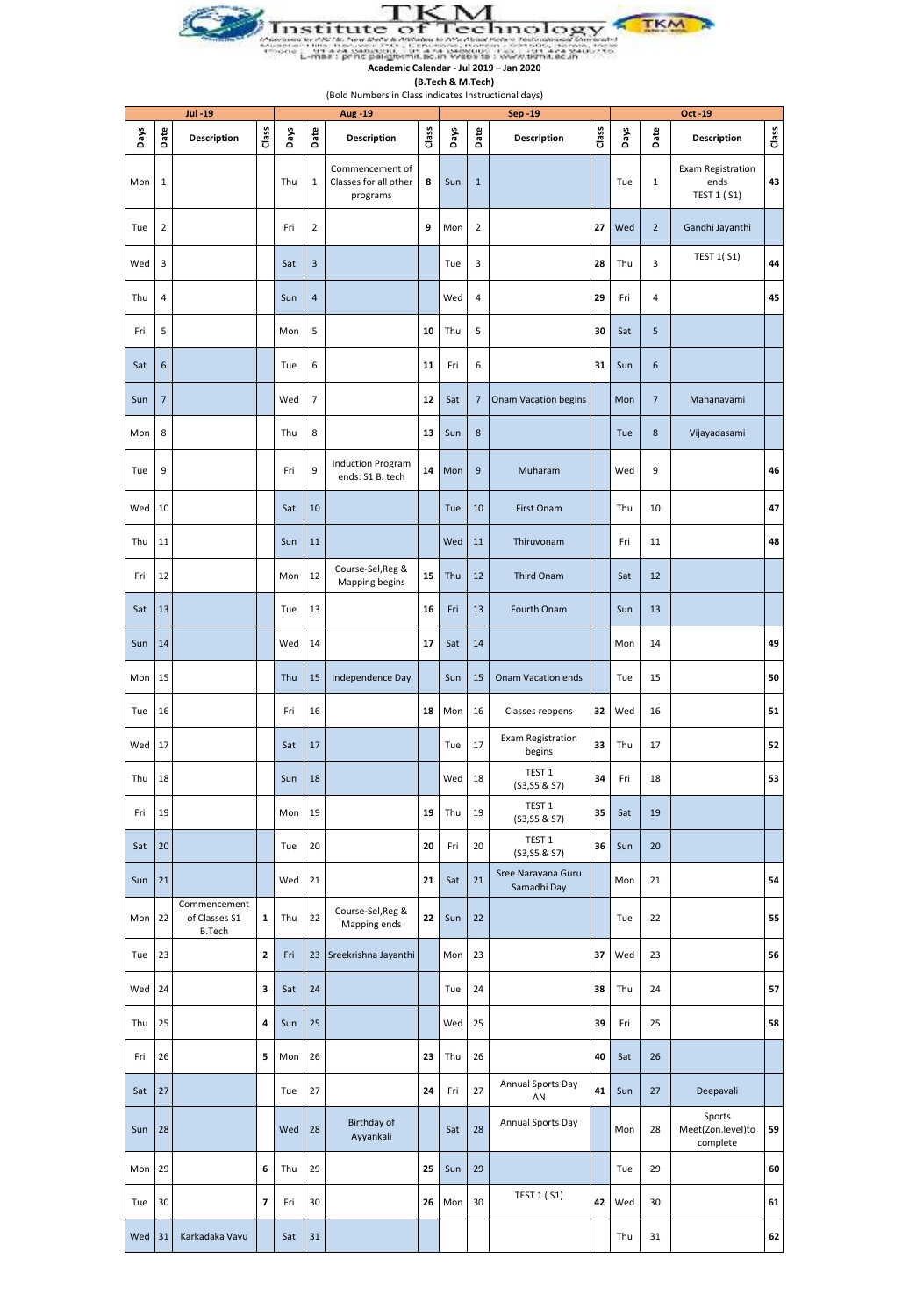# TKM Institute of Technology

**Academic Calendar - Jul 2019 – Jan 2020**

**(B.Tech & M.Tech)**

(Bold Numbers in Class indicates Instructional days)

| Jul -19 | | | | Aug -19 | | | | Sep -19 | | | | Oct -19 | | | |
|---|---|---|---|---|---|---|---|---|---|---|---|---|---|---|---|
| Days | Date | Description | Class | Days | Date | Description | Class | Days | Date | Description | Class | Days | Date | Description | Class |
| Mon | 1 | | | Thu | 1 | Commencement of Classes for all other programs | **8** | Sun | 1 | | | Tue | 1 | Exam Registration ends TEST 1 ( S1) | **43** |
| Tue | 2 | | | Fri | 2 | | **9** | Mon | 2 | | **27** | Wed | 2 | Gandhi Jayanthi | |
| Wed | 3 | | | Sat | 3 | | | Tue | 3 | | **28** | Thu | 3 | TEST 1( S1) | **44** |
| Thu | 4 | | | Sun | 4 | | | Wed | 4 | | **29** | Fri | 4 | | **45** |
| Fri | 5 | | | Mon | 5 | | **10** | Thu | 5 | | **30** | Sat | 5 | | |
| Sat | 6 | | | Tue | 6 | | **11** | Fri | 6 | | **31** | Sun | 6 | | |
| Sun | 7 | | | Wed | 7 | | **12** | Sat | 7 | Onam Vacation begins | | Mon | 7 | Mahanavami | |
| Mon | 8 | | | Thu | 8 | | **13** | Sun | 8 | | | Tue | 8 | Vijayadasami | |
| Tue | 9 | | | Fri | 9 | Induction Program ends: S1 B. tech | **14** | Mon | 9 | Muharam | | Wed | 9 | | **46** |
| Wed | 10 | | | Sat | 10 | | | Tue | 10 | First Onam | | Thu | 10 | | **47** |
| Thu | 11 | | | Sun | 11 | | | Wed | 11 | Thiruvonam | | Fri | 11 | | **48** |
| Fri | 12 | | | Mon | 12 | Course-Sel,Reg & Mapping begins | **15** | Thu | 12 | Third Onam | | Sat | 12 | | |
| Sat | 13 | | | Tue | 13 | | **16** | Fri | 13 | Fourth Onam | | Sun | 13 | | |
| Sun | 14 | | | Wed | 14 | | **17** | Sat | 14 | | | Mon | 14 | | **49** |
| Mon | 15 | | | Thu | 15 | Independence Day | | Sun | 15 | Onam Vacation ends | | Tue | 15 | | **50** |
| Tue | 16 | | | Fri | 16 | | **18** | Mon | 16 | Classes reopens | **32** | Wed | 16 | | **51** |
| Wed | 17 | | | Sat | 17 | | | Tue | 17 | Exam Registration begins | **33** | Thu | 17 | | **52** |
| Thu | 18 | | | Sun | 18 | | | Wed | 18 | TEST 1 (S3,S5 & S7) | **34** | Fri | 18 | | **53** |
| Fri | 19 | | | Mon | 19 | | **19** | Thu | 19 | TEST 1 (S3,S5 & S7) | **35** | Sat | 19 | | |
| Sat | 20 | | | Tue | 20 | | **20** | Fri | 20 | TEST 1 (S3,S5 & S7) | **36** | Sun | 20 | | |
| Sun | 21 | | | Wed | 21 | | **21** | Sat | 21 | Sree Narayana Guru Samadhi Day | | Mon | 21 | | **54** |
| Mon | 22 | Commencement of Classes S1 B.Tech | **1** | Thu | 22 | Course-Sel,Reg & Mapping ends | **22** | Sun | 22 | | | Tue | 22 | | **55** |
| Tue | 23 | | **2** | Fri | 23 | Sreekrishna Jayanthi | | Mon | 23 | | **37** | Wed | 23 | | **56** |
| Wed | 24 | | **3** | Sat | 24 | | | Tue | 24 | | **38** | Thu | 24 | | **57** |
| Thu | 25 | | **4** | Sun | 25 | | | Wed | 25 | | **39** | Fri | 25 | | **58** |
| Fri | 26 | | **5** | Mon | 26 | | **23** | Thu | 26 | | **40** | Sat | 26 | | |
| Sat | 27 | | | Tue | 27 | | **24** | Fri | 27 | Annual Sports Day AN | **41** | Sun | 27 | Deepavali | |
| Sun | 28 | | | Wed | 28 | Birthday of Ayyankali | | Sat | 28 | Annual Sports Day | | Mon | 28 | Sports Meet(Zon.level)to complete | **59** |
| Mon | 29 | | **6** | Thu | 29 | | **25** | Sun | 29 | | | Tue | 29 | | **60** |
| Tue | 30 | | **7** | Fri | 30 | | **26** | Mon | 30 | TEST 1 ( S1) | **42** | Wed | 30 | | **61** |
| Wed | 31 | Karkadaka Vavu | | Sat | 31 | | | | | | | Thu | 31 | | **62** |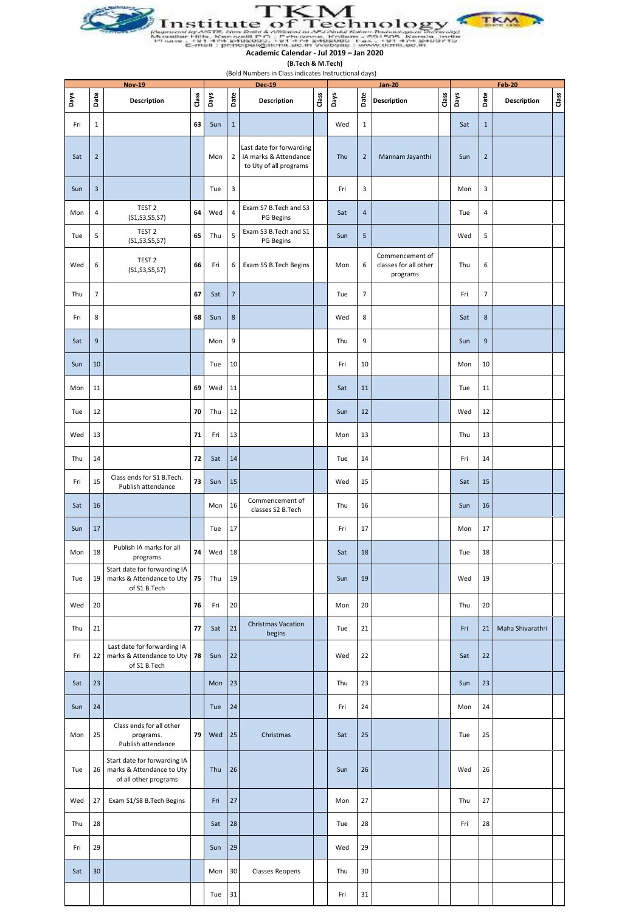# TKM Institute of Technology

(Approved by AICTE, New Delhi & Affiliated to APJ Abdul Kalam Technological University)
Musaliar Hills, Karuvelil P.O., Ezhukone, Kollam - 691505, Kerala, India
Phone: +91 474 2482000, +91 474 2482000 Fax: +91 474 2482715
E-mail: principal@tkmit.ac.in Website: www.tkmit.ac.in

**Academic Calendar - Jul 2019 – Jan 2020**

**(B.Tech & M.Tech)**

(Bold Numbers in Class indicates Instructional days)

| Nov-19 | | | | Dec-19 | | | | Jan-20 | | | | Feb-20 | | | |
|---|---|---|---|---|---|---|---|---|---|---|---|---|---|---|---|
| Days | Date | Description | Class | Days | Date | Description | Class | Days | Date | Description | Class | Days | Date | Description | Class |
| Fri | 1 | | **63** | Sun | 1 | | | Wed | 1 | | | Sat | 1 | | |
| Sat | 2 | | | Mon | 2 | Last date for forwarding IA marks & Attendance to Uty of all programs | | Thu | 2 | Mannam Jayanthi | | Sun | 2 | | |
| Sun | 3 | | | Tue | 3 | | | Fri | 3 | | | Mon | 3 | | |
| Mon | 4 | TEST 2 (S1,S3,S5,S7) | **64** | Wed | 4 | Exam S7 B.Tech and S3 PG Begins | | Sat | 4 | | | Tue | 4 | | |
| Tue | 5 | TEST 2 (S1,S3,S5,S7) | **65** | Thu | 5 | Exam S3 B.Tech and S1 PG Begins | | Sun | 5 | | | Wed | 5 | | |
| Wed | 6 | TEST 2 (S1,S3,S5,S7) | **66** | Fri | 6 | Exam S5 B.Tech Begins | | Mon | 6 | Commencement of classes for all other programs | | Thu | 6 | | |
| Thu | 7 | | **67** | Sat | 7 | | | Tue | 7 | | | Fri | 7 | | |
| Fri | 8 | | **68** | Sun | 8 | | | Wed | 8 | | | Sat | 8 | | |
| Sat | 9 | | | Mon | 9 | | | Thu | 9 | | | Sun | 9 | | |
| Sun | 10 | | | Tue | 10 | | | Fri | 10 | | | Mon | 10 | | |
| Mon | 11 | | **69** | Wed | 11 | | | Sat | 11 | | | Tue | 11 | | |
| Tue | 12 | | **70** | Thu | 12 | | | Sun | 12 | | | Wed | 12 | | |
| Wed | 13 | | **71** | Fri | 13 | | | Mon | 13 | | | Thu | 13 | | |
| Thu | 14 | | **72** | Sat | 14 | | | Tue | 14 | | | Fri | 14 | | |
| Fri | 15 | Class ends for S1 B.Tech. Publish attendance | **73** | Sun | 15 | | | Wed | 15 | | | Sat | 15 | | |
| Sat | 16 | | | Mon | 16 | Commencement of classes S2 B.Tech | | Thu | 16 | | | Sun | 16 | | |
| Sun | 17 | | | Tue | 17 | | | Fri | 17 | | | Mon | 17 | | |
| Mon | 18 | Publish IA marks for all programs | **74** | Wed | 18 | | | Sat | 18 | | | Tue | 18 | | |
| Tue | 19 | Start date for forwarding IA marks & Attendance to Uty of S1 B.Tech | **75** | Thu | 19 | | | Sun | 19 | | | Wed | 19 | | |
| Wed | 20 | | **76** | Fri | 20 | | | Mon | 20 | | | Thu | 20 | | |
| Thu | 21 | | **77** | Sat | 21 | Christmas Vacation begins | | Tue | 21 | | | Fri | 21 | Maha Shivarathri | |
| Fri | 22 | Last date for forwarding IA marks & Attendance to Uty of S1 B.Tech | **78** | Sun | 22 | | | Wed | 22 | | | Sat | 22 | | |
| Sat | 23 | | | Mon | 23 | | | Thu | 23 | | | Sun | 23 | | |
| Sun | 24 | | | Tue | 24 | | | Fri | 24 | | | Mon | 24 | | |
| Mon | 25 | Class ends for all other programs. Publish attendance | **79** | Wed | 25 | Christmas | | Sat | 25 | | | Tue | 25 | | |
| Tue | 26 | Start date for forwarding IA marks & Attendance to Uty of all other programs | | Thu | 26 | | | Sun | 26 | | | Wed | 26 | | |
| Wed | 27 | Exam S1/S8 B.Tech Begins | | Fri | 27 | | | Mon | 27 | | | Thu | 27 | | |
| Thu | 28 | | | Sat | 28 | | | Tue | 28 | | | Fri | 28 | | |
| Fri | 29 | | | Sun | 29 | | | Wed | 29 | | | | | | |
| Sat | 30 | | | Mon | 30 | Classes Reopens | | Thu | 30 | | | | | | |
| | | | | Tue | 31 | | | Fri | 31 | | | | | | |